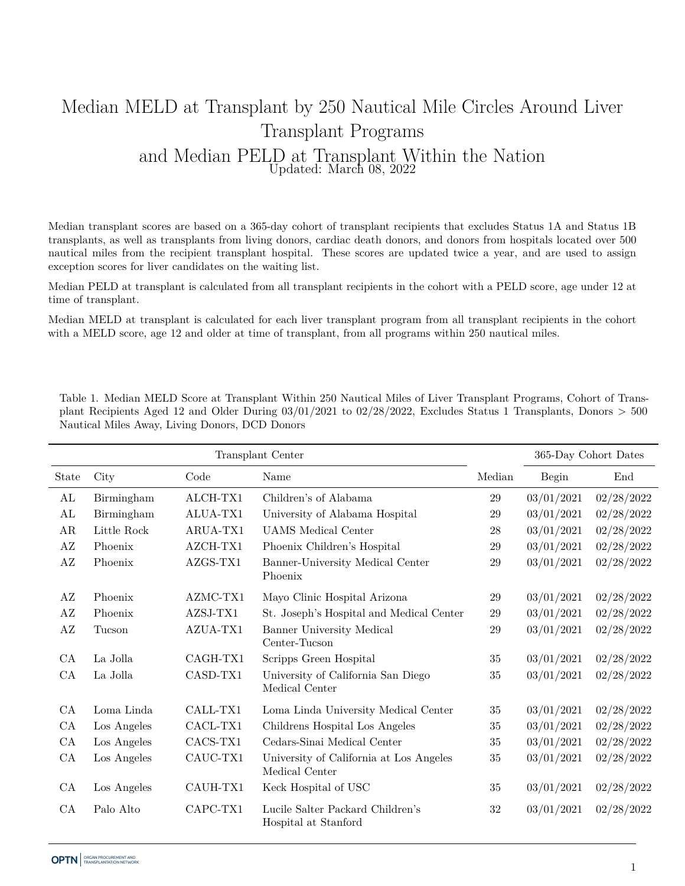# Median MELD at Transplant by 250 Nautical Mile Circles Around Liver Transplant Programs and Median PELD at Transplant Within the Nation

Updated: March 08, 2022

Median transplant scores are based on a 365-day cohort of transplant recipients that excludes Status 1A and Status 1B transplants, as well as transplants from living donors, cardiac death donors, and donors from hospitals located over 500 nautical miles from the recipient transplant hospital. These scores are updated twice a year, and are used to assign exception scores for liver candidates on the waiting list.

Median PELD at transplant is calculated from all transplant recipients in the cohort with a PELD score, age under 12 at time of transplant.

Median MELD at transplant is calculated for each liver transplant program from all transplant recipients in the cohort with a MELD score, age 12 and older at time of transplant, from all programs within 250 nautical miles.

Table 1. Median MELD Score at Transplant Within 250 Nautical Miles of Liver Transplant Programs, Cohort of Transplant Recipients Aged 12 and Older During 03/01/2021 to 02/28/2022, Excludes Status 1 Transplants, Donors > 500 Nautical Miles Away, Living Donors, DCD Donors

| Transplant Center | | | | | 365-Day Cohort Dates | |
|---|---|---|---|---|---|---|
| State | City | Code | Name | Median | Begin | End |
| AL | Birmingham | ALCH-TX1 | Children's of Alabama | 29 | 03/01/2021 | 02/28/2022 |
| AL | Birmingham | ALUA-TX1 | University of Alabama Hospital | 29 | 03/01/2021 | 02/28/2022 |
| AR | Little Rock | ARUA-TX1 | UAMS Medical Center | 28 | 03/01/2021 | 02/28/2022 |
| AZ | Phoenix | AZCH-TX1 | Phoenix Children's Hospital | 29 | 03/01/2021 | 02/28/2022 |
| AZ | Phoenix | AZGS-TX1 | Banner-University Medical Center Phoenix | 29 | 03/01/2021 | 02/28/2022 |
| AZ | Phoenix | AZMC-TX1 | Mayo Clinic Hospital Arizona | 29 | 03/01/2021 | 02/28/2022 |
| AZ | Phoenix | AZSJ-TX1 | St. Joseph's Hospital and Medical Center | 29 | 03/01/2021 | 02/28/2022 |
| AZ | Tucson | AZUA-TX1 | Banner University Medical Center-Tucson | 29 | 03/01/2021 | 02/28/2022 |
| CA | La Jolla | CAGH-TX1 | Scripps Green Hospital | 35 | 03/01/2021 | 02/28/2022 |
| CA | La Jolla | CASD-TX1 | University of California San Diego Medical Center | 35 | 03/01/2021 | 02/28/2022 |
| CA | Loma Linda | CALL-TX1 | Loma Linda University Medical Center | 35 | 03/01/2021 | 02/28/2022 |
| CA | Los Angeles | CACL-TX1 | Childrens Hospital Los Angeles | 35 | 03/01/2021 | 02/28/2022 |
| CA | Los Angeles | CACS-TX1 | Cedars-Sinai Medical Center | 35 | 03/01/2021 | 02/28/2022 |
| CA | Los Angeles | CAUC-TX1 | University of California at Los Angeles Medical Center | 35 | 03/01/2021 | 02/28/2022 |
| CA | Los Angeles | CAUH-TX1 | Keck Hospital of USC | 35 | 03/01/2021 | 02/28/2022 |
| CA | Palo Alto | CAPC-TX1 | Lucile Salter Packard Children's Hospital at Stanford | 32 | 03/01/2021 | 02/28/2022 |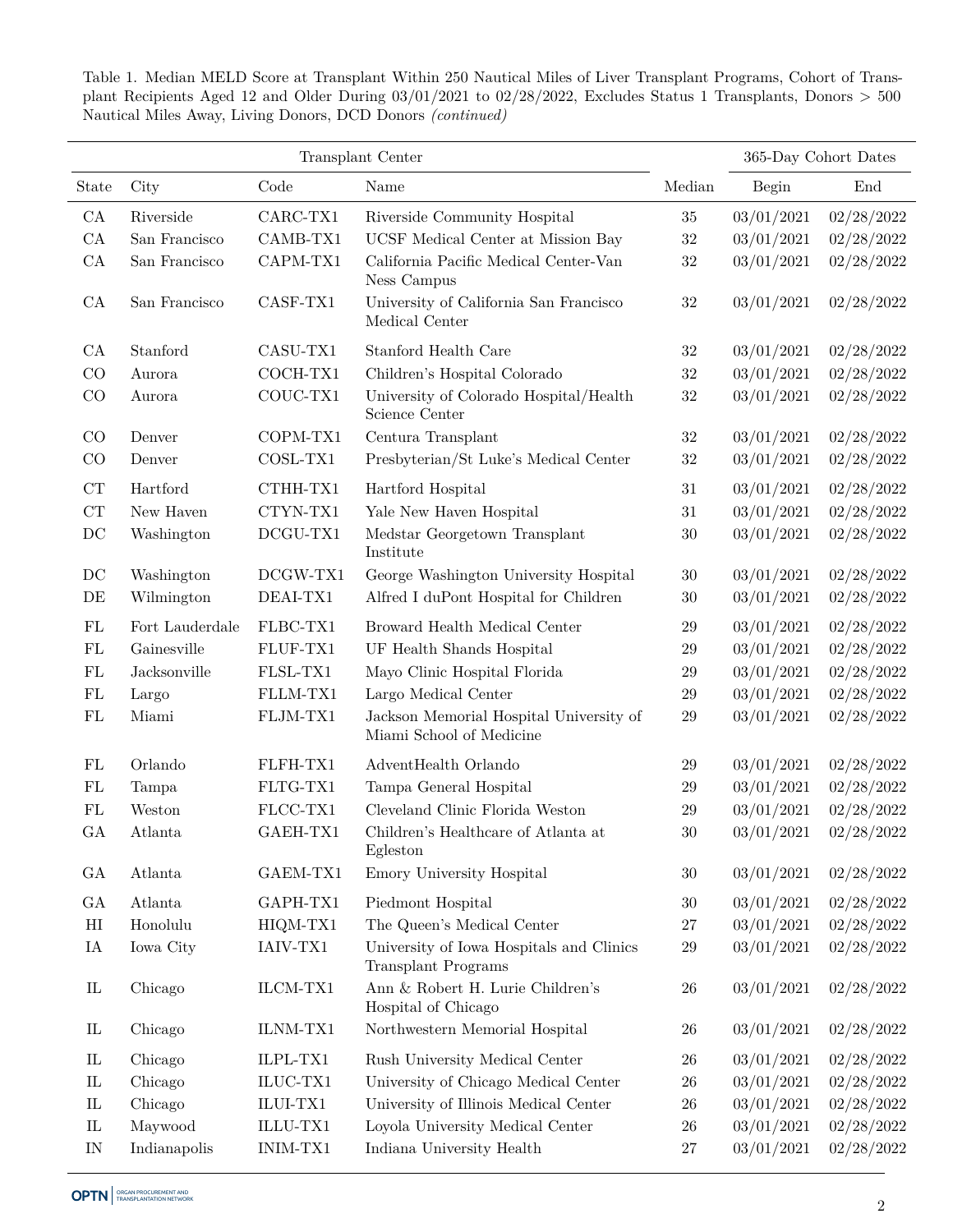Table 1. Median MELD Score at Transplant Within 250 Nautical Miles of Liver Transplant Programs, Cohort of Transplant Recipients Aged 12 and Older During 03/01/2021 to 02/28/2022, Excludes Status 1 Transplants, Donors > 500 Nautical Miles Away, Living Donors, DCD Donors *(continued)*

| Transplant Center | | | | | 365-Day Cohort Dates | |
|---|---|---|---|---|---|---|
| State | City | Code | Name | Median | Begin | End |
| CA | Riverside | CARC-TX1 | Riverside Community Hospital | 35 | 03/01/2021 | 02/28/2022 |
| CA | San Francisco | CAMB-TX1 | UCSF Medical Center at Mission Bay | 32 | 03/01/2021 | 02/28/2022 |
| CA | San Francisco | CAPM-TX1 | California Pacific Medical Center-Van Ness Campus | 32 | 03/01/2021 | 02/28/2022 |
| CA | San Francisco | CASF-TX1 | University of California San Francisco Medical Center | 32 | 03/01/2021 | 02/28/2022 |
| CA | Stanford | CASU-TX1 | Stanford Health Care | 32 | 03/01/2021 | 02/28/2022 |
| CO | Aurora | COCH-TX1 | Children's Hospital Colorado | 32 | 03/01/2021 | 02/28/2022 |
| CO | Aurora | COUC-TX1 | University of Colorado Hospital/Health Science Center | 32 | 03/01/2021 | 02/28/2022 |
| CO | Denver | COPM-TX1 | Centura Transplant | 32 | 03/01/2021 | 02/28/2022 |
| CO | Denver | COSL-TX1 | Presbyterian/St Luke's Medical Center | 32 | 03/01/2021 | 02/28/2022 |
| CT | Hartford | CTHH-TX1 | Hartford Hospital | 31 | 03/01/2021 | 02/28/2022 |
| CT | New Haven | CTYN-TX1 | Yale New Haven Hospital | 31 | 03/01/2021 | 02/28/2022 |
| DC | Washington | DCGU-TX1 | Medstar Georgetown Transplant Institute | 30 | 03/01/2021 | 02/28/2022 |
| DC | Washington | DCGW-TX1 | George Washington University Hospital | 30 | 03/01/2021 | 02/28/2022 |
| DE | Wilmington | DEAI-TX1 | Alfred I duPont Hospital for Children | 30 | 03/01/2021 | 02/28/2022 |
| FL | Fort Lauderdale | FLBC-TX1 | Broward Health Medical Center | 29 | 03/01/2021 | 02/28/2022 |
| FL | Gainesville | FLUF-TX1 | UF Health Shands Hospital | 29 | 03/01/2021 | 02/28/2022 |
| FL | Jacksonville | FLSL-TX1 | Mayo Clinic Hospital Florida | 29 | 03/01/2021 | 02/28/2022 |
| FL | Largo | FLLM-TX1 | Largo Medical Center | 29 | 03/01/2021 | 02/28/2022 |
| FL | Miami | FLJM-TX1 | Jackson Memorial Hospital University of Miami School of Medicine | 29 | 03/01/2021 | 02/28/2022 |
| FL | Orlando | FLFH-TX1 | AdventHealth Orlando | 29 | 03/01/2021 | 02/28/2022 |
| FL | Tampa | FLTG-TX1 | Tampa General Hospital | 29 | 03/01/2021 | 02/28/2022 |
| FL | Weston | FLCC-TX1 | Cleveland Clinic Florida Weston | 29 | 03/01/2021 | 02/28/2022 |
| GA | Atlanta | GAEH-TX1 | Children's Healthcare of Atlanta at Egleston | 30 | 03/01/2021 | 02/28/2022 |
| GA | Atlanta | GAEM-TX1 | Emory University Hospital | 30 | 03/01/2021 | 02/28/2022 |
| GA | Atlanta | GAPH-TX1 | Piedmont Hospital | 30 | 03/01/2021 | 02/28/2022 |
| HI | Honolulu | HIQM-TX1 | The Queen's Medical Center | 27 | 03/01/2021 | 02/28/2022 |
| IA | Iowa City | IAIV-TX1 | University of Iowa Hospitals and Clinics Transplant Programs | 29 | 03/01/2021 | 02/28/2022 |
| IL | Chicago | ILCM-TX1 | Ann & Robert H. Lurie Children's Hospital of Chicago | 26 | 03/01/2021 | 02/28/2022 |
| IL | Chicago | ILNM-TX1 | Northwestern Memorial Hospital | 26 | 03/01/2021 | 02/28/2022 |
| IL | Chicago | ILPL-TX1 | Rush University Medical Center | 26 | 03/01/2021 | 02/28/2022 |
| IL | Chicago | ILUC-TX1 | University of Chicago Medical Center | 26 | 03/01/2021 | 02/28/2022 |
| IL | Chicago | ILUI-TX1 | University of Illinois Medical Center | 26 | 03/01/2021 | 02/28/2022 |
| IL | Maywood | ILLU-TX1 | Loyola University Medical Center | 26 | 03/01/2021 | 02/28/2022 |
| IN | Indianapolis | INIM-TX1 | Indiana University Health | 27 | 03/01/2021 | 02/28/2022 |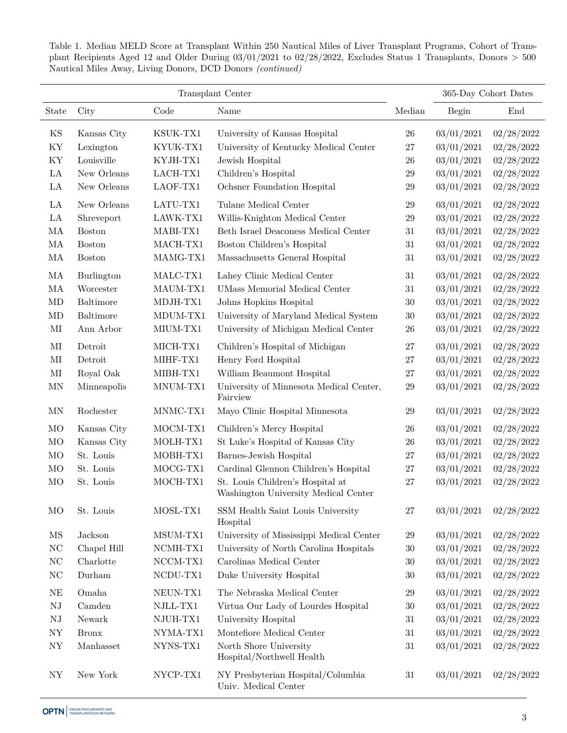Table 1. Median MELD Score at Transplant Within 250 Nautical Miles of Liver Transplant Programs, Cohort of Transplant Recipients Aged 12 and Older During 03/01/2021 to 02/28/2022, Excludes Status 1 Transplants, Donors > 500 Nautical Miles Away, Living Donors, DCD Donors *(continued)*

| Transplant Center | | | | | 365-Day Cohort Dates | |
|---|---|---|---|---|---|---|
| State | City | Code | Name | Median | Begin | End |
| KS | Kansas City | KSUK-TX1 | University of Kansas Hospital | 26 | 03/01/2021 | 02/28/2022 |
| KY | Lexington | KYUK-TX1 | University of Kentucky Medical Center | 27 | 03/01/2021 | 02/28/2022 |
| KY | Louisville | KYJH-TX1 | Jewish Hospital | 26 | 03/01/2021 | 02/28/2022 |
| LA | New Orleans | LACH-TX1 | Children's Hospital | 29 | 03/01/2021 | 02/28/2022 |
| LA | New Orleans | LAOF-TX1 | Ochsner Foundation Hospital | 29 | 03/01/2021 | 02/28/2022 |
| LA | New Orleans | LATU-TX1 | Tulane Medical Center | 29 | 03/01/2021 | 02/28/2022 |
| LA | Shreveport | LAWK-TX1 | Willis-Knighton Medical Center | 29 | 03/01/2021 | 02/28/2022 |
| MA | Boston | MABI-TX1 | Beth Israel Deaconess Medical Center | 31 | 03/01/2021 | 02/28/2022 |
| MA | Boston | MACH-TX1 | Boston Children's Hospital | 31 | 03/01/2021 | 02/28/2022 |
| MA | Boston | MAMG-TX1 | Massachusetts General Hospital | 31 | 03/01/2021 | 02/28/2022 |
| MA | Burlington | MALC-TX1 | Lahey Clinic Medical Center | 31 | 03/01/2021 | 02/28/2022 |
| MA | Worcester | MAUM-TX1 | UMass Memorial Medical Center | 31 | 03/01/2021 | 02/28/2022 |
| MD | Baltimore | MDJH-TX1 | Johns Hopkins Hospital | 30 | 03/01/2021 | 02/28/2022 |
| MD | Baltimore | MDUM-TX1 | University of Maryland Medical System | 30 | 03/01/2021 | 02/28/2022 |
| MI | Ann Arbor | MIUM-TX1 | University of Michigan Medical Center | 26 | 03/01/2021 | 02/28/2022 |
| MI | Detroit | MICH-TX1 | Children's Hospital of Michigan | 27 | 03/01/2021 | 02/28/2022 |
| MI | Detroit | MIHF-TX1 | Henry Ford Hospital | 27 | 03/01/2021 | 02/28/2022 |
| MI | Royal Oak | MIBH-TX1 | William Beaumont Hospital | 27 | 03/01/2021 | 02/28/2022 |
| MN | Minneapolis | MNUM-TX1 | University of Minnesota Medical Center, Fairview | 29 | 03/01/2021 | 02/28/2022 |
| MN | Rochester | MNMC-TX1 | Mayo Clinic Hospital Minnesota | 29 | 03/01/2021 | 02/28/2022 |
| MO | Kansas City | MOCM-TX1 | Children's Mercy Hospital | 26 | 03/01/2021 | 02/28/2022 |
| MO | Kansas City | MOLH-TX1 | St Luke's Hospital of Kansas City | 26 | 03/01/2021 | 02/28/2022 |
| MO | St. Louis | MOBH-TX1 | Barnes-Jewish Hospital | 27 | 03/01/2021 | 02/28/2022 |
| MO | St. Louis | MOCG-TX1 | Cardinal Glennon Children's Hospital | 27 | 03/01/2021 | 02/28/2022 |
| MO | St. Louis | MOCH-TX1 | St. Louis Children's Hospital at Washington University Medical Center | 27 | 03/01/2021 | 02/28/2022 |
| MO | St. Louis | MOSL-TX1 | SSM Health Saint Louis University Hospital | 27 | 03/01/2021 | 02/28/2022 |
| MS | Jackson | MSUM-TX1 | University of Mississippi Medical Center | 29 | 03/01/2021 | 02/28/2022 |
| NC | Chapel Hill | NCMH-TX1 | University of North Carolina Hospitals | 30 | 03/01/2021 | 02/28/2022 |
| NC | Charlotte | NCCM-TX1 | Carolinas Medical Center | 30 | 03/01/2021 | 02/28/2022 |
| NC | Durham | NCDU-TX1 | Duke University Hospital | 30 | 03/01/2021 | 02/28/2022 |
| NE | Omaha | NEUN-TX1 | The Nebraska Medical Center | 29 | 03/01/2021 | 02/28/2022 |
| NJ | Camden | NJLL-TX1 | Virtua Our Lady of Lourdes Hospital | 30 | 03/01/2021 | 02/28/2022 |
| NJ | Newark | NJUH-TX1 | University Hospital | 31 | 03/01/2021 | 02/28/2022 |
| NY | Bronx | NYMA-TX1 | Montefiore Medical Center | 31 | 03/01/2021 | 02/28/2022 |
| NY | Manhasset | NYNS-TX1 | North Shore University Hospital/Northwell Health | 31 | 03/01/2021 | 02/28/2022 |
| NY | New York | NYCP-TX1 | NY Presbyterian Hospital/Columbia Univ. Medical Center | 31 | 03/01/2021 | 02/28/2022 |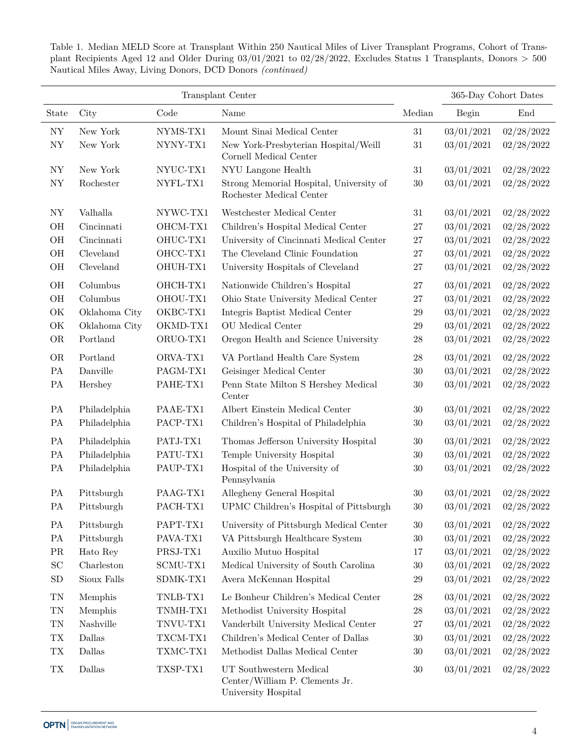Table 1. Median MELD Score at Transplant Within 250 Nautical Miles of Liver Transplant Programs, Cohort of Transplant Recipients Aged 12 and Older During 03/01/2021 to 02/28/2022, Excludes Status 1 Transplants, Donors > 500 Nautical Miles Away, Living Donors, DCD Donors *(continued)*

| Transplant Center | | | | | 365-Day Cohort Dates | |
|---|---|---|---|---|---|---|
| State | City | Code | Name | Median | Begin | End |
| NY | New York | NYMS-TX1 | Mount Sinai Medical Center | 31 | 03/01/2021 | 02/28/2022 |
| NY | New York | NYNY-TX1 | New York-Presbyterian Hospital/Weill Cornell Medical Center | 31 | 03/01/2021 | 02/28/2022 |
| NY | New York | NYUC-TX1 | NYU Langone Health | 31 | 03/01/2021 | 02/28/2022 |
| NY | Rochester | NYFL-TX1 | Strong Memorial Hospital, University of Rochester Medical Center | 30 | 03/01/2021 | 02/28/2022 |
| NY | Valhalla | NYWC-TX1 | Westchester Medical Center | 31 | 03/01/2021 | 02/28/2022 |
| OH | Cincinnati | OHCM-TX1 | Children's Hospital Medical Center | 27 | 03/01/2021 | 02/28/2022 |
| OH | Cincinnati | OHUC-TX1 | University of Cincinnati Medical Center | 27 | 03/01/2021 | 02/28/2022 |
| OH | Cleveland | OHCC-TX1 | The Cleveland Clinic Foundation | 27 | 03/01/2021 | 02/28/2022 |
| OH | Cleveland | OHUH-TX1 | University Hospitals of Cleveland | 27 | 03/01/2021 | 02/28/2022 |
| OH | Columbus | OHCH-TX1 | Nationwide Children's Hospital | 27 | 03/01/2021 | 02/28/2022 |
| OH | Columbus | OHOU-TX1 | Ohio State University Medical Center | 27 | 03/01/2021 | 02/28/2022 |
| OK | Oklahoma City | OKBC-TX1 | Integris Baptist Medical Center | 29 | 03/01/2021 | 02/28/2022 |
| OK | Oklahoma City | OKMD-TX1 | OU Medical Center | 29 | 03/01/2021 | 02/28/2022 |
| OR | Portland | ORUO-TX1 | Oregon Health and Science University | 28 | 03/01/2021 | 02/28/2022 |
| OR | Portland | ORVA-TX1 | VA Portland Health Care System | 28 | 03/01/2021 | 02/28/2022 |
| PA | Danville | PAGM-TX1 | Geisinger Medical Center | 30 | 03/01/2021 | 02/28/2022 |
| PA | Hershey | PAHE-TX1 | Penn State Milton S Hershey Medical Center | 30 | 03/01/2021 | 02/28/2022 |
| PA | Philadelphia | PAAE-TX1 | Albert Einstein Medical Center | 30 | 03/01/2021 | 02/28/2022 |
| PA | Philadelphia | PACP-TX1 | Children's Hospital of Philadelphia | 30 | 03/01/2021 | 02/28/2022 |
| PA | Philadelphia | PATJ-TX1 | Thomas Jefferson University Hospital | 30 | 03/01/2021 | 02/28/2022 |
| PA | Philadelphia | PATU-TX1 | Temple University Hospital | 30 | 03/01/2021 | 02/28/2022 |
| PA | Philadelphia | PAUP-TX1 | Hospital of the University of Pennsylvania | 30 | 03/01/2021 | 02/28/2022 |
| PA | Pittsburgh | PAAG-TX1 | Allegheny General Hospital | 30 | 03/01/2021 | 02/28/2022 |
| PA | Pittsburgh | PACH-TX1 | UPMC Children's Hospital of Pittsburgh | 30 | 03/01/2021 | 02/28/2022 |
| PA | Pittsburgh | PAPT-TX1 | University of Pittsburgh Medical Center | 30 | 03/01/2021 | 02/28/2022 |
| PA | Pittsburgh | PAVA-TX1 | VA Pittsburgh Healthcare System | 30 | 03/01/2021 | 02/28/2022 |
| PR | Hato Rey | PRSJ-TX1 | Auxilio Mutuo Hospital | 17 | 03/01/2021 | 02/28/2022 |
| SC | Charleston | SCMU-TX1 | Medical University of South Carolina | 30 | 03/01/2021 | 02/28/2022 |
| SD | Sioux Falls | SDMK-TX1 | Avera McKennan Hospital | 29 | 03/01/2021 | 02/28/2022 |
| TN | Memphis | TNLB-TX1 | Le Bonheur Children's Medical Center | 28 | 03/01/2021 | 02/28/2022 |
| TN | Memphis | TNMH-TX1 | Methodist University Hospital | 28 | 03/01/2021 | 02/28/2022 |
| TN | Nashville | TNVU-TX1 | Vanderbilt University Medical Center | 27 | 03/01/2021 | 02/28/2022 |
| TX | Dallas | TXCM-TX1 | Children's Medical Center of Dallas | 30 | 03/01/2021 | 02/28/2022 |
| TX | Dallas | TXMC-TX1 | Methodist Dallas Medical Center | 30 | 03/01/2021 | 02/28/2022 |
| TX | Dallas | TXSP-TX1 | UT Southwestern Medical Center/William P. Clements Jr. University Hospital | 30 | 03/01/2021 | 02/28/2022 |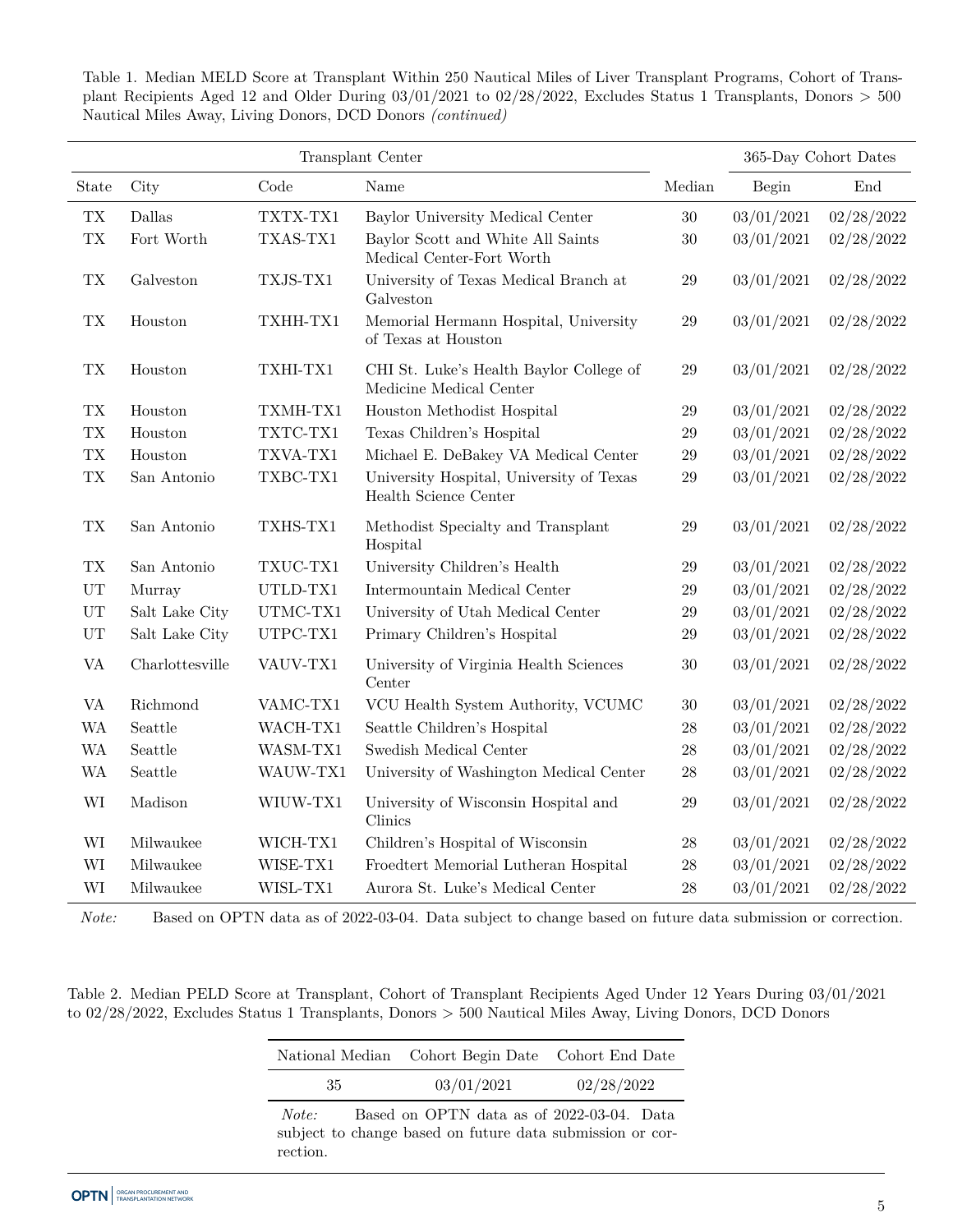Table 1. Median MELD Score at Transplant Within 250 Nautical Miles of Liver Transplant Programs, Cohort of Transplant Recipients Aged 12 and Older During 03/01/2021 to 02/28/2022, Excludes Status 1 Transplants, Donors > 500 Nautical Miles Away, Living Donors, DCD Donors *(continued)*

| Transplant Center | | | | | 365-Day Cohort Dates | |
|---|---|---|---|---|---|---|
| State | City | Code | Name | Median | Begin | End |
| TX | Dallas | TXTX-TX1 | Baylor University Medical Center | 30 | 03/01/2021 | 02/28/2022 |
| TX | Fort Worth | TXAS-TX1 | Baylor Scott and White All Saints Medical Center-Fort Worth | 30 | 03/01/2021 | 02/28/2022 |
| TX | Galveston | TXJS-TX1 | University of Texas Medical Branch at Galveston | 29 | 03/01/2021 | 02/28/2022 |
| TX | Houston | TXHH-TX1 | Memorial Hermann Hospital, University of Texas at Houston | 29 | 03/01/2021 | 02/28/2022 |
| TX | Houston | TXHI-TX1 | CHI St. Luke's Health Baylor College of Medicine Medical Center | 29 | 03/01/2021 | 02/28/2022 |
| TX | Houston | TXMH-TX1 | Houston Methodist Hospital | 29 | 03/01/2021 | 02/28/2022 |
| TX | Houston | TXTC-TX1 | Texas Children's Hospital | 29 | 03/01/2021 | 02/28/2022 |
| TX | Houston | TXVA-TX1 | Michael E. DeBakey VA Medical Center | 29 | 03/01/2021 | 02/28/2022 |
| TX | San Antonio | TXBC-TX1 | University Hospital, University of Texas Health Science Center | 29 | 03/01/2021 | 02/28/2022 |
| TX | San Antonio | TXHS-TX1 | Methodist Specialty and Transplant Hospital | 29 | 03/01/2021 | 02/28/2022 |
| TX | San Antonio | TXUC-TX1 | University Children's Health | 29 | 03/01/2021 | 02/28/2022 |
| UT | Murray | UTLD-TX1 | Intermountain Medical Center | 29 | 03/01/2021 | 02/28/2022 |
| UT | Salt Lake City | UTMC-TX1 | University of Utah Medical Center | 29 | 03/01/2021 | 02/28/2022 |
| UT | Salt Lake City | UTPC-TX1 | Primary Children's Hospital | 29 | 03/01/2021 | 02/28/2022 |
| VA | Charlottesville | VAUV-TX1 | University of Virginia Health Sciences Center | 30 | 03/01/2021 | 02/28/2022 |
| VA | Richmond | VAMC-TX1 | VCU Health System Authority, VCUMC | 30 | 03/01/2021 | 02/28/2022 |
| WA | Seattle | WACH-TX1 | Seattle Children's Hospital | 28 | 03/01/2021 | 02/28/2022 |
| WA | Seattle | WASM-TX1 | Swedish Medical Center | 28 | 03/01/2021 | 02/28/2022 |
| WA | Seattle | WAUW-TX1 | University of Washington Medical Center | 28 | 03/01/2021 | 02/28/2022 |
| WI | Madison | WIUW-TX1 | University of Wisconsin Hospital and Clinics | 29 | 03/01/2021 | 02/28/2022 |
| WI | Milwaukee | WICH-TX1 | Children's Hospital of Wisconsin | 28 | 03/01/2021 | 02/28/2022 |
| WI | Milwaukee | WISE-TX1 | Froedtert Memorial Lutheran Hospital | 28 | 03/01/2021 | 02/28/2022 |
| WI | Milwaukee | WISL-TX1 | Aurora St. Luke's Medical Center | 28 | 03/01/2021 | 02/28/2022 |

*Note:* Based on OPTN data as of 2022-03-04. Data subject to change based on future data submission or correction.

Table 2. Median PELD Score at Transplant, Cohort of Transplant Recipients Aged Under 12 Years During 03/01/2021 to 02/28/2022, Excludes Status 1 Transplants, Donors > 500 Nautical Miles Away, Living Donors, DCD Donors

| National Median | Cohort Begin Date | Cohort End Date |
|---|---|---|
| 35 | 03/01/2021 | 02/28/2022 |

*Note:* Based on OPTN data as of 2022-03-04. Data subject to change based on future data submission or correction.